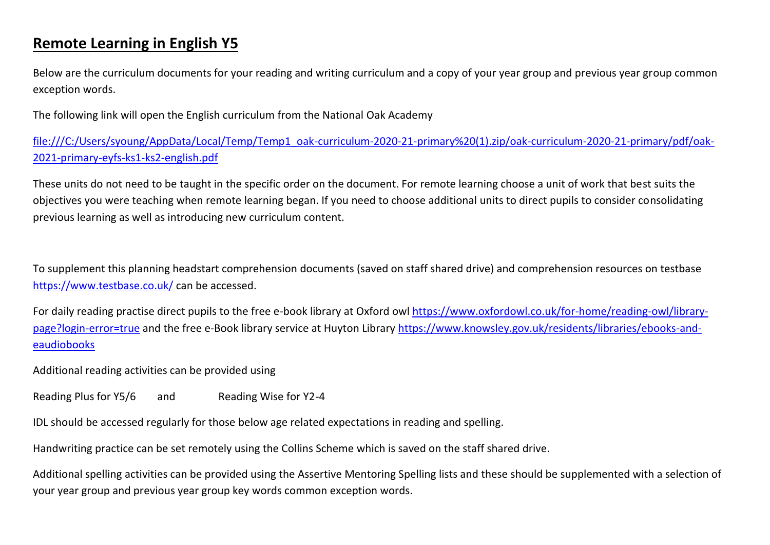# Remote Learning in English Y5

Below are the curriculum documents for your reading and writing curriculum and a copy of your year group and previous year group common exception words.

The following link will open the English curriculum from the National Oak Academy

[file:///C:/Users/syoung/AppData/Local/Temp/Temp1_oak-curriculum-2020-21-primary%20(1).zip/oak-curriculum-2020-21-primary/pdf/oak-2021-primary-eyfs-ks1-ks2-english.pdf](file:///C:/Users/syoung/AppData/Local/Temp/Temp1_oak-curriculum-2020-21-primary%20(1).zip/oak-curriculum-2020-21-primary/pdf/oak-2021-primary-eyfs-ks1-ks2-english.pdf)

These units do not need to be taught in the specific order on the document. For remote learning choose a unit of work that best suits the objectives you were teaching when remote learning began. If you need to choose additional units to direct pupils to consider consolidating previous learning as well as introducing new curriculum content.

To supplement this planning headstart comprehension documents (saved on staff shared drive) and comprehension resources on testbase [https://www.testbase.co.uk/](https://www.testbase.co.uk/) can be accessed.

For daily reading practise direct pupils to the free e-book library at Oxford owl [https://www.oxfordowl.co.uk/for-home/reading-owl/library-page?login-error=true](https://www.oxfordowl.co.uk/for-home/reading-owl/library-page?login-error=true) and the free e-Book library service at Huyton Library [https://www.knowsley.gov.uk/residents/libraries/ebooks-and-eaudiobooks](https://www.knowsley.gov.uk/residents/libraries/ebooks-and-eaudiobooks)

Additional reading activities can be provided using

Reading Plus for Y5/6 and Reading Wise for Y2-4

IDL should be accessed regularly for those below age related expectations in reading and spelling.

Handwriting practice can be set remotely using the Collins Scheme which is saved on the staff shared drive.

Additional spelling activities can be provided using the Assertive Mentoring Spelling lists and these should be supplemented with a selection of your year group and previous year group key words common exception words.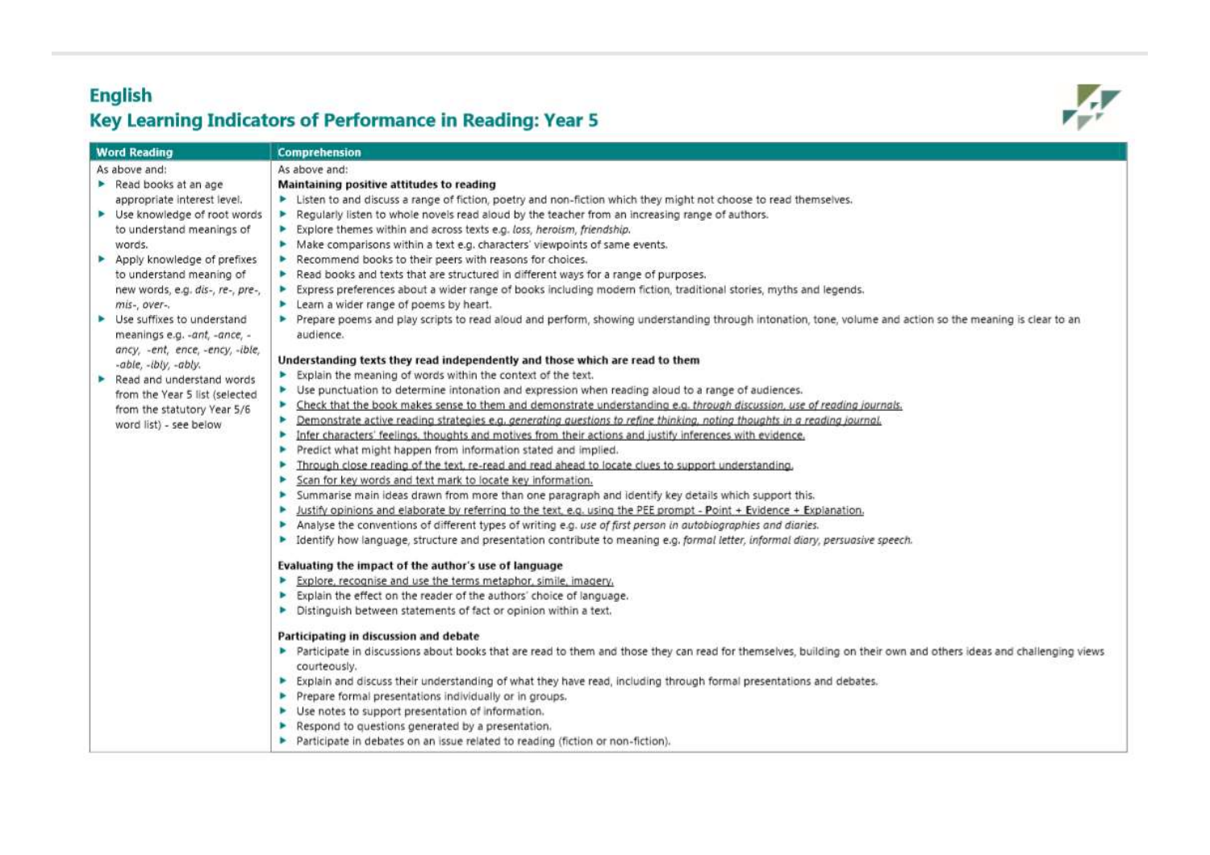# English

## Key Learning Indicators of Performance in Reading: Year 5

| Word Reading | Comprehension |
|---|---|
| As above and:<br>▸ Read books at an age appropriate interest level.<br>▸ Use knowledge of root words to understand meanings of words.<br>▸ Apply knowledge of prefixes to understand meaning of new words, e.g. *dis-, re-, pre-, mis-, over-*.<br>▸ Use suffixes to understand meanings e.g. *-ant, -ance, -ancy, -ent, ence, -ency, -ible, -able, -ibly, -ably.*<br>▸ Read and understand words from the Year 5 list (selected from the statutory Year 5/6 word list) - see below | As above and:<br>**Maintaining positive attitudes to reading**<br>▸ Listen to and discuss a range of fiction, poetry and non-fiction which they might not choose to read themselves.<br>▸ Regularly listen to whole novels read aloud by the teacher from an increasing range of authors.<br>▸ Explore themes within and across texts e.g. *loss, heroism, friendship.*<br>▸ Make comparisons within a text e.g. characters' viewpoints of same events.<br>▸ Recommend books to their peers with reasons for choices.<br>▸ Read books and texts that are structured in different ways for a range of purposes.<br>▸ Express preferences about a wider range of books including modern fiction, traditional stories, myths and legends.<br>▸ Learn a wider range of poems by heart.<br>▸ Prepare poems and play scripts to read aloud and perform, showing understanding through intonation, tone, volume and action so the meaning is clear to an audience.<br><br>**Understanding texts they read independently and those which are read to them**<br>▸ Explain the meaning of words within the context of the text.<br>▸ Use punctuation to determine intonation and expression when reading aloud to a range of audiences.<br>▸ <u>Check that the book makes sense to them and demonstrate understanding e.g. *through discussion, use of reading journals.*</u><br>▸ <u>Demonstrate active reading strategies e.g. *generating questions to refine thinking, noting thoughts in a reading journal.*</u><br>▸ <u>Infer characters' feelings, thoughts and motives from their actions and justify inferences with evidence.</u><br>▸ Predict what might happen from information stated and implied.<br>▸ <u>Through close reading of the text, re-read and read ahead to locate clues to support understanding.</u><br>▸ <u>Scan for key words and text mark to locate key information.</u><br>▸ Summarise main ideas drawn from more than one paragraph and identify key details which support this.<br>▸ <u>Justify opinions and elaborate by referring to the text, e.g. using the PEE prompt - **P**oint + **E**vidence + **E**xplanation.</u><br>▸ Analyse the conventions of different types of writing e.g. *use of first person in autobiographies and diaries.*<br>▸ Identify how language, structure and presentation contribute to meaning e.g. *formal letter, informal diary, persuasive speech.*<br><br>**Evaluating the impact of the author's use of language**<br>▸ <u>Explore, recognise and use the terms metaphor, simile, imagery.</u><br>▸ Explain the effect on the reader of the authors' choice of language.<br>▸ Distinguish between statements of fact or opinion within a text.<br><br>**Participating in discussion and debate**<br>▸ Participate in discussions about books that are read to them and those they can read for themselves, building on their own and others ideas and challenging views courteously.<br>▸ Explain and discuss their understanding of what they have read, including through formal presentations and debates.<br>▸ Prepare formal presentations individually or in groups.<br>▸ Use notes to support presentation of information.<br>▸ Respond to questions generated by a presentation.<br>▸ Participate in debates on an issue related to reading (fiction or non-fiction). |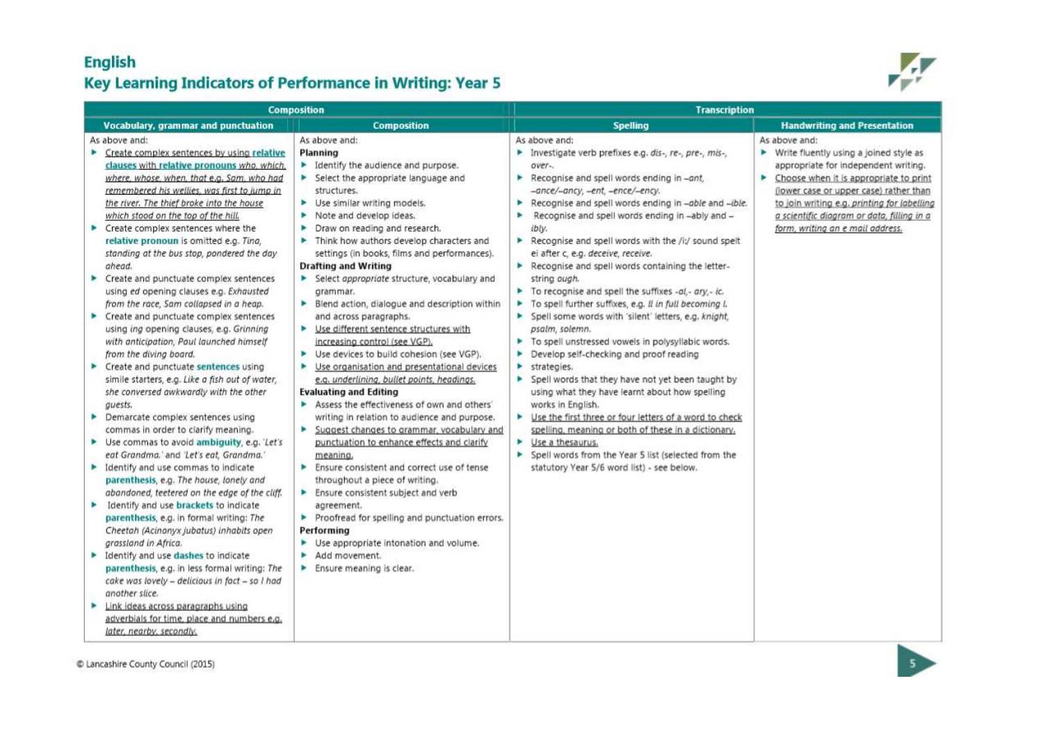# English

## Key Learning Indicators of Performance in Writing: Year 5

| Composition | | Transcription | |
|---|---|---|---|
| **Vocabulary, grammar and punctuation** | **Composition** | **Spelling** | **Handwriting and Presentation** |
| As above and:<br>▸ Create complex sentences by using **relative clauses** with **relative pronouns** who, which, where, whose, when, that e.g. Sam, who had remembered his wellies, was first to jump in the river. The thief broke into the house which stood on the top of the hill.<br>▸ Create complex sentences where the **relative pronoun** is omitted e.g. *Tina, standing at the bus stop, pondered the day ahead.*<br>▸ Create and punctuate complex sentences using ed opening clauses e.g. *Exhausted from the race, Sam collapsed in a heap.*<br>▸ Create and punctuate complex sentences using *ing* opening clauses, e.g. *Grinning with anticipation, Paul launched himself from the diving board.*<br>▸ Create and punctuate **sentences** using simile starters, e.g. *Like a fish out of water, she conversed awkwardly with the other guests.*<br>▸ Demarcate complex sentences using commas in order to clarify meaning.<br>▸ Use commas to avoid **ambiguity**, e.g. *'Let's eat Grandma.'* and *'Let's eat, Grandma.'*<br>▸ Identify and use commas to indicate **parenthesis**, e.g. *The house, lonely and abandoned, teetered on the edge of the cliff.*<br>▸ Identify and use **brackets** to indicate **parenthesis**, e.g. in formal writing: *The Cheetah (Acinonyx jubatus) inhabits open grassland in Africa.*<br>▸ Identify and use **dashes** to indicate **parenthesis**, e.g. in less formal writing: *The cake was lovely – delicious in fact – so I had another slice.*<br>▸ Link ideas across paragraphs using adverbials for time, place and numbers e.g. later, nearby, secondly. | As above and:<br>**Planning**<br>▸ Identify the audience and purpose.<br>▸ Select the appropriate language and structures.<br>▸ Use similar writing models.<br>▸ Note and develop ideas.<br>▸ Draw on reading and research.<br>▸ Think how authors develop characters and settings (in books, films and performances).<br>**Drafting and Writing**<br>▸ Select *appropriate* structure, vocabulary and grammar.<br>▸ Blend action, dialogue and description within and across paragraphs.<br>▸ Use different sentence structures with increasing control (see VGP).<br>▸ Use devices to build cohesion (see VGP).<br>▸ Use organisation and presentational devices e.g. underlining, bullet points, headings.<br>**Evaluating and Editing**<br>▸ Assess the effectiveness of own and others' writing in relation to audience and purpose.<br>▸ Suggest changes to grammar, vocabulary and punctuation to enhance effects and clarify meaning.<br>▸ Ensure consistent and correct use of tense throughout a piece of writing.<br>▸ Ensure consistent subject and verb agreement.<br>▸ Proofread for spelling and punctuation errors.<br>**Performing**<br>▸ Use appropriate intonation and volume.<br>▸ Add movement.<br>▸ Ensure meaning is clear. | As above and:<br>▸ Investigate verb prefixes e.g. *dis-, re-, pre-, mis-, over-*.<br>▸ Recognise and spell words ending in *–ant, –ance/–ancy, –ent, –ence/–ency.*<br>▸ Recognise and spell words ending in *–able* and *–ible*.<br>▸ Recognise and spell words ending in –ably and –ibly.<br>▸ Recognise and spell words with the /i:/ sound spelt ei after c, e.g. *deceive, receive.*<br>▸ Recognise and spell words containing the letter-string *ough*.<br>▸ To recognise and spell the suffixes *-al,- ary,- ic.*<br>▸ To spell further suffixes, e.g. *ll in full becoming l.*<br>▸ Spell some words with 'silent' letters, e.g. *knight, psalm, solemn.*<br>▸ To spell unstressed vowels in polysyllabic words.<br>▸ Develop self-checking and proof reading<br>▸ strategies.<br>▸ Spell words that they have not yet been taught by using what they have learnt about how spelling works in English.<br>▸ Use the first three or four letters of a word to check spelling, meaning or both of these in a dictionary.<br>▸ Use a thesaurus.<br>▸ Spell words from the Year 5 list (selected from the statutory Year 5/6 word list) - see below. | As above and:<br>▸ Write fluently using a joined style as appropriate for independent writing.<br>▸ Choose when it is appropriate to print (lower case or upper case) rather than to join writing e.g. printing for labelling a scientific diagram or data, filling in a form, writing an e mail address. |

© Lancashire County Council (2015)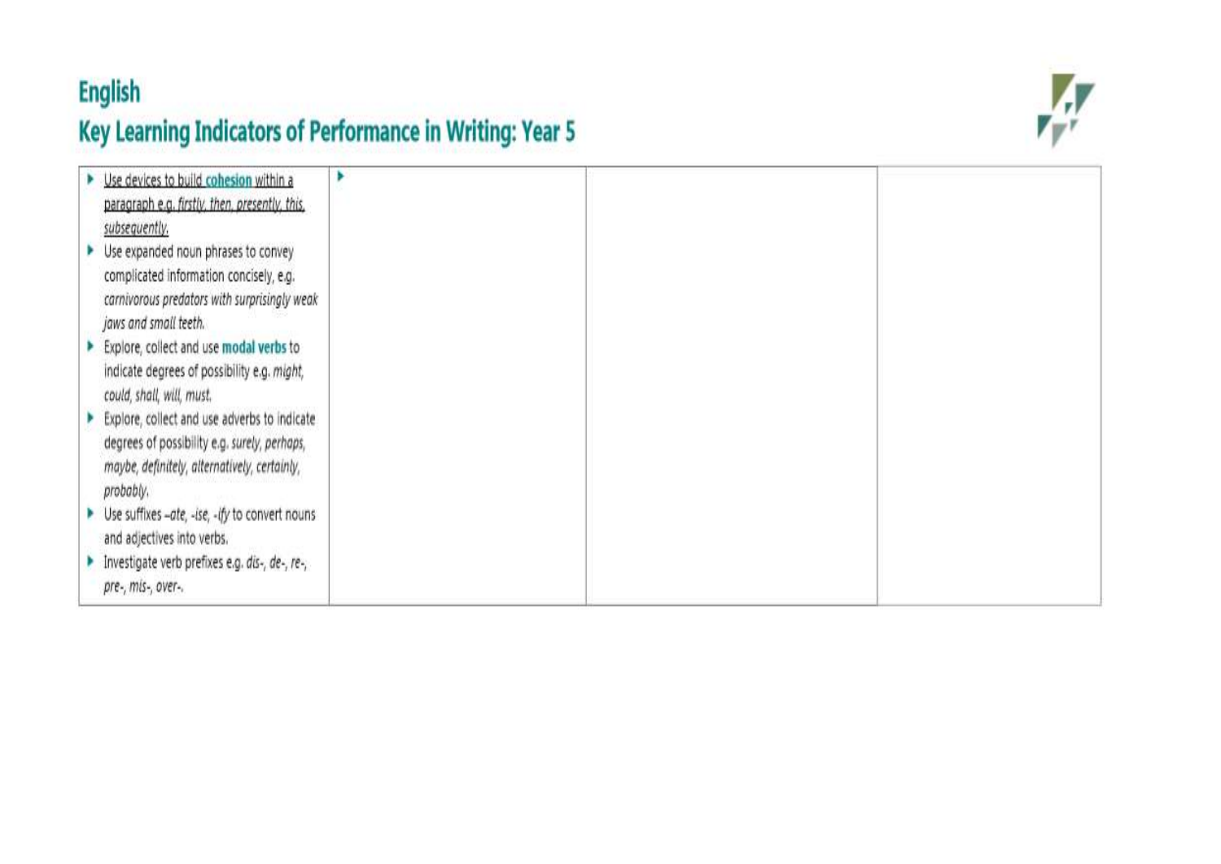# English

## Key Learning Indicators of Performance in Writing: Year 5

| | | | |
|---|---|---|---|
| - Use devices to build **cohesion** within a paragraph e.g. *firstly, then, presently, this, subsequently.*<br>- Use expanded noun phrases to convey complicated information concisely, e.g. *carnivorous predators with surprisingly weak jaws and small teeth.*<br>- Explore, collect and use **modal verbs** to indicate degrees of possibility e.g. *might, could, shall, will, must.*<br>- Explore, collect and use adverbs to indicate degrees of possibility e.g. *surely, perhaps, maybe, definitely, alternatively, certainly, probably.*<br>- Use suffixes *–ate, -ise, -ify* to convert nouns and adjectives into verbs.<br>- Investigate verb prefixes e.g. *dis-, de-, re-, pre-, mis-, over-.* | - | | |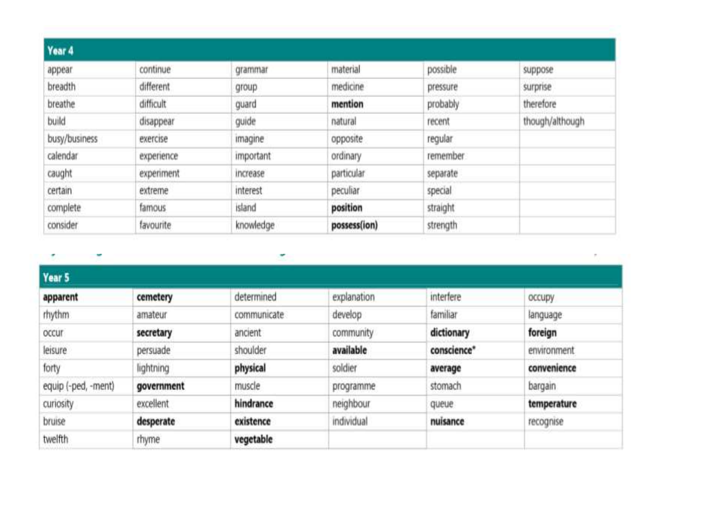| Year 4 | | | | | |
|---|---|---|---|---|---|
| appear | continue | grammar | material | possible | suppose |
| breadth | different | group | medicine | pressure | surprise |
| breathe | difficult | guard | **mention** | probably | therefore |
| build | disappear | guide | natural | recent | though/although |
| busy/business | exercise | imagine | opposite | regular | |
| calendar | experience | important | ordinary | remember | |
| caught | experiment | increase | particular | separate | |
| certain | extreme | interest | peculiar | special | |
| complete | famous | island | **position** | straight | |
| consider | favourite | knowledge | **possess(ion)** | strength | |

| Year 5 | | | | | |
|---|---|---|---|---|---|
| **apparent** | **cemetery** | determined | explanation | interfere | occupy |
| rhythm | amateur | communicate | develop | familiar | language |
| occur | **secretary** | ancient | community | **dictionary** | **foreign** |
| leisure | persuade | shoulder | **available** | **conscience*** | environment |
| forty | lightning | **physical** | soldier | **average** | **convenience** |
| equip (-ped, -ment) | **government** | muscle | programme | stomach | bargain |
| curiosity | excellent | **hindrance** | neighbour | queue | **temperature** |
| bruise | **desperate** | **existence** | individual | **nuisance** | recognise |
| twelfth | rhyme | **vegetable** | | | |